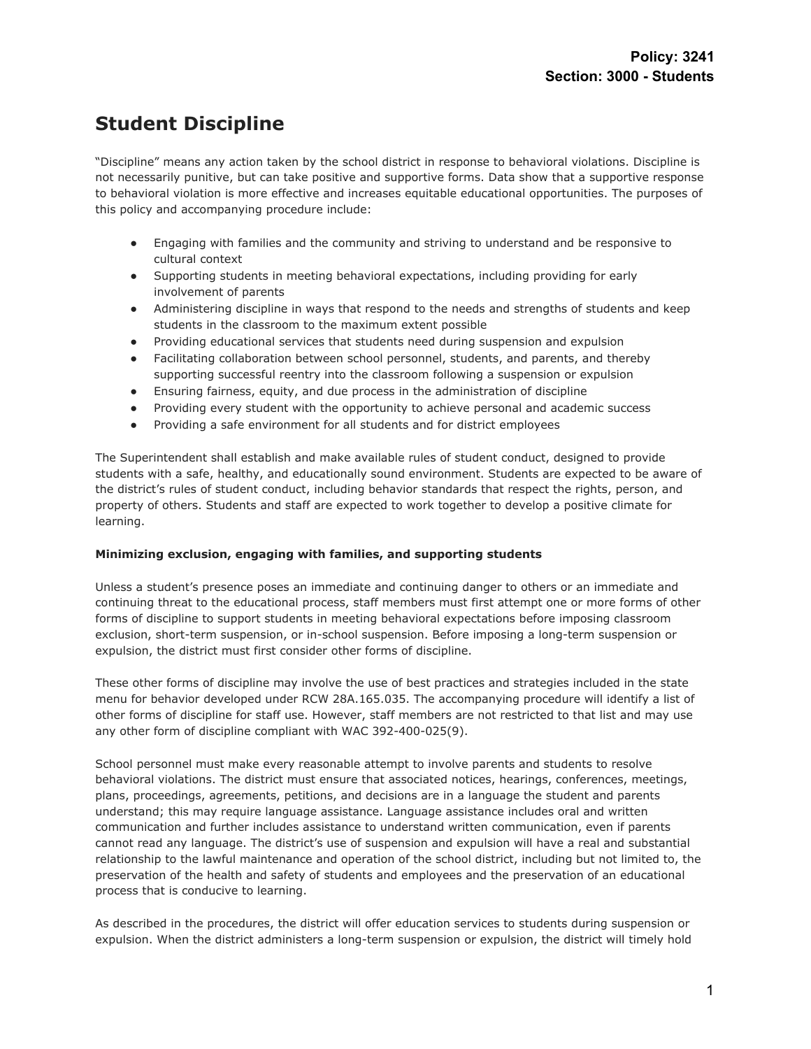**Policy: 3241**
**Section: 3000 - Students**

# Student Discipline

"Discipline" means any action taken by the school district in response to behavioral violations. Discipline is not necessarily punitive, but can take positive and supportive forms. Data show that a supportive response to behavioral violation is more effective and increases equitable educational opportunities. The purposes of this policy and accompanying procedure include:

- Engaging with families and the community and striving to understand and be responsive to cultural context
- Supporting students in meeting behavioral expectations, including providing for early involvement of parents
- Administering discipline in ways that respond to the needs and strengths of students and keep students in the classroom to the maximum extent possible
- Providing educational services that students need during suspension and expulsion
- Facilitating collaboration between school personnel, students, and parents, and thereby supporting successful reentry into the classroom following a suspension or expulsion
- Ensuring fairness, equity, and due process in the administration of discipline
- Providing every student with the opportunity to achieve personal and academic success
- Providing a safe environment for all students and for district employees

The Superintendent shall establish and make available rules of student conduct, designed to provide students with a safe, healthy, and educationally sound environment. Students are expected to be aware of the district's rules of student conduct, including behavior standards that respect the rights, person, and property of others. Students and staff are expected to work together to develop a positive climate for learning.

**Minimizing exclusion, engaging with families, and supporting students**

Unless a student's presence poses an immediate and continuing danger to others or an immediate and continuing threat to the educational process, staff members must first attempt one or more forms of other forms of discipline to support students in meeting behavioral expectations before imposing classroom exclusion, short-term suspension, or in-school suspension. Before imposing a long-term suspension or expulsion, the district must first consider other forms of discipline.

These other forms of discipline may involve the use of best practices and strategies included in the state menu for behavior developed under RCW 28A.165.035. The accompanying procedure will identify a list of other forms of discipline for staff use. However, staff members are not restricted to that list and may use any other form of discipline compliant with WAC 392-400-025(9).

School personnel must make every reasonable attempt to involve parents and students to resolve behavioral violations. The district must ensure that associated notices, hearings, conferences, meetings, plans, proceedings, agreements, petitions, and decisions are in a language the student and parents understand; this may require language assistance. Language assistance includes oral and written communication and further includes assistance to understand written communication, even if parents cannot read any language. The district's use of suspension and expulsion will have a real and substantial relationship to the lawful maintenance and operation of the school district, including but not limited to, the preservation of the health and safety of students and employees and the preservation of an educational process that is conducive to learning.

As described in the procedures, the district will offer education services to students during suspension or expulsion. When the district administers a long-term suspension or expulsion, the district will timely hold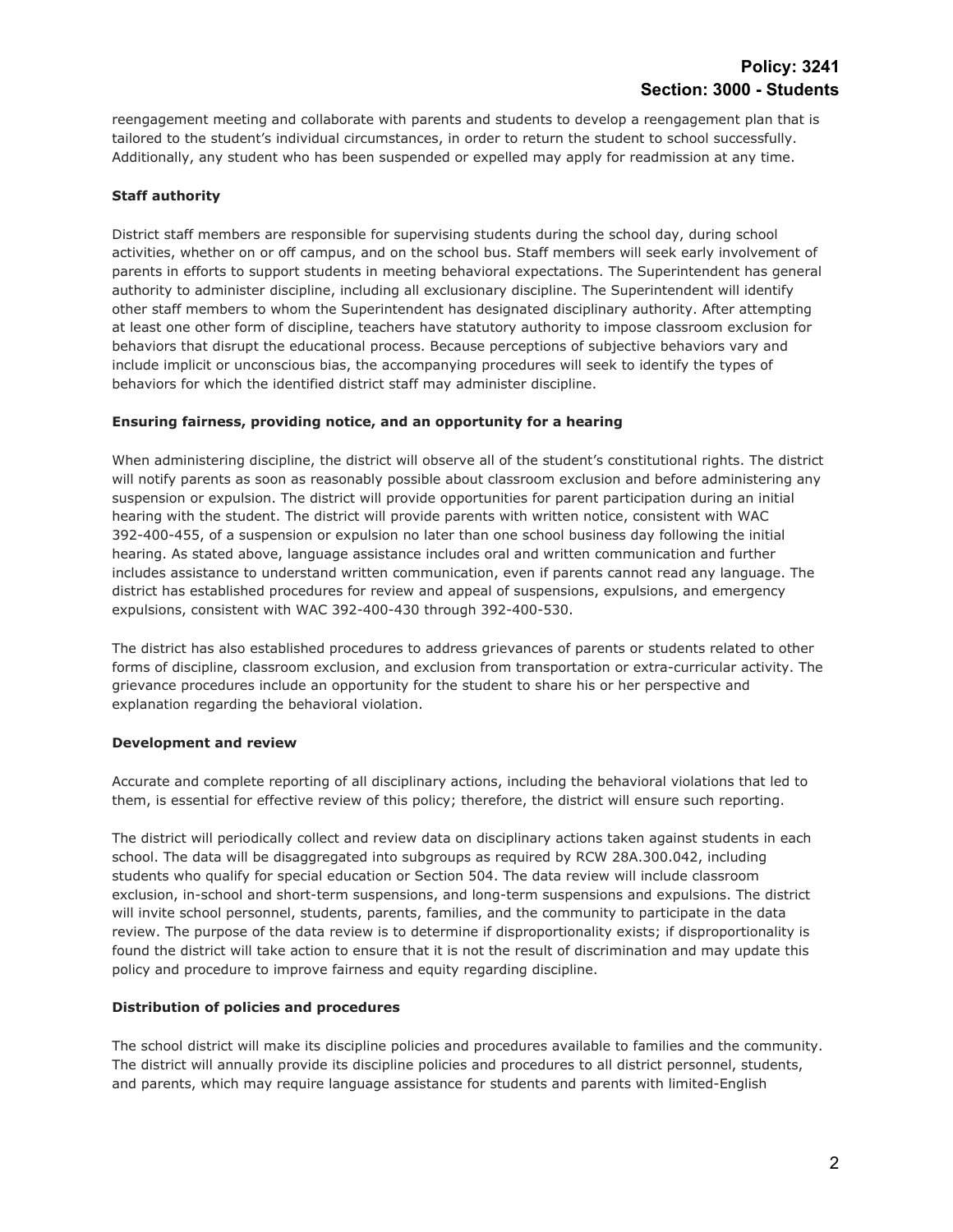reengagement meeting and collaborate with parents and students to develop a reengagement plan that is tailored to the student's individual circumstances, in order to return the student to school successfully. Additionally, any student who has been suspended or expelled may apply for readmission at any time.

**Staff authority**

District staff members are responsible for supervising students during the school day, during school activities, whether on or off campus, and on the school bus. Staff members will seek early involvement of parents in efforts to support students in meeting behavioral expectations. The Superintendent has general authority to administer discipline, including all exclusionary discipline. The Superintendent will identify other staff members to whom the Superintendent has designated disciplinary authority. After attempting at least one other form of discipline, teachers have statutory authority to impose classroom exclusion for behaviors that disrupt the educational process. Because perceptions of subjective behaviors vary and include implicit or unconscious bias, the accompanying procedures will seek to identify the types of behaviors for which the identified district staff may administer discipline.

**Ensuring fairness, providing notice, and an opportunity for a hearing**

When administering discipline, the district will observe all of the student's constitutional rights. The district will notify parents as soon as reasonably possible about classroom exclusion and before administering any suspension or expulsion. The district will provide opportunities for parent participation during an initial hearing with the student. The district will provide parents with written notice, consistent with WAC 392-400-455, of a suspension or expulsion no later than one school business day following the initial hearing. As stated above, language assistance includes oral and written communication and further includes assistance to understand written communication, even if parents cannot read any language. The district has established procedures for review and appeal of suspensions, expulsions, and emergency expulsions, consistent with WAC 392-400-430 through 392-400-530.

The district has also established procedures to address grievances of parents or students related to other forms of discipline, classroom exclusion, and exclusion from transportation or extra-curricular activity. The grievance procedures include an opportunity for the student to share his or her perspective and explanation regarding the behavioral violation.

**Development and review**

Accurate and complete reporting of all disciplinary actions, including the behavioral violations that led to them, is essential for effective review of this policy; therefore, the district will ensure such reporting.

The district will periodically collect and review data on disciplinary actions taken against students in each school. The data will be disaggregated into subgroups as required by RCW 28A.300.042, including students who qualify for special education or Section 504. The data review will include classroom exclusion, in-school and short-term suspensions, and long-term suspensions and expulsions. The district will invite school personnel, students, parents, families, and the community to participate in the data review. The purpose of the data review is to determine if disproportionality exists; if disproportionality is found the district will take action to ensure that it is not the result of discrimination and may update this policy and procedure to improve fairness and equity regarding discipline.

**Distribution of policies and procedures**

The school district will make its discipline policies and procedures available to families and the community. The district will annually provide its discipline policies and procedures to all district personnel, students, and parents, which may require language assistance for students and parents with limited-English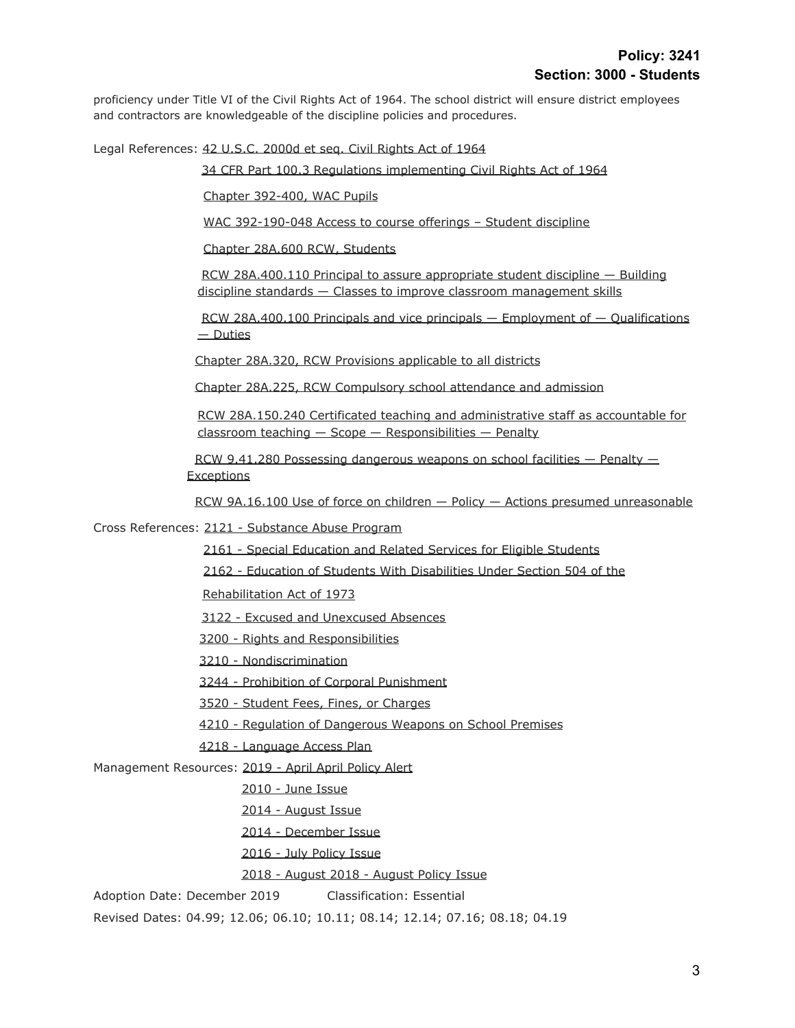proficiency under Title VI of the Civil Rights Act of 1964. The school district will ensure district employees and contractors are knowledgeable of the discipline policies and procedures.

Legal References: 42 U.S.C. 2000d et seq. Civil Rights Act of 1964

34 CFR Part 100.3 Regulations implementing Civil Rights Act of 1964

Chapter 392-400, WAC Pupils

WAC 392-190-048 Access to course offerings – Student discipline

Chapter 28A.600 RCW, Students

RCW 28A.400.110 Principal to assure appropriate student discipline — Building discipline standards — Classes to improve classroom management skills

RCW 28A.400.100 Principals and vice principals — Employment of — Qualifications — Duties

Chapter 28A.320, RCW Provisions applicable to all districts

Chapter 28A.225, RCW Compulsory school attendance and admission

RCW 28A.150.240 Certificated teaching and administrative staff as accountable for classroom teaching — Scope — Responsibilities — Penalty

RCW 9.41.280 Possessing dangerous weapons on school facilities — Penalty — Exceptions

RCW 9A.16.100 Use of force on children — Policy — Actions presumed unreasonable

Cross References: 2121 - Substance Abuse Program

2161 - Special Education and Related Services for Eligible Students

2162 - Education of Students With Disabilities Under Section 504 of the Rehabilitation Act of 1973

3122 - Excused and Unexcused Absences

3200 - Rights and Responsibilities

3210 - Nondiscrimination

3244 - Prohibition of Corporal Punishment

3520 - Student Fees, Fines, or Charges

4210 - Regulation of Dangerous Weapons on School Premises

4218 - Language Access Plan

Management Resources: 2019 - April April Policy Alert

2010 - June Issue

2014 - August Issue

2014 - December Issue

2016 - July Policy Issue

2018 - August 2018 - August Policy Issue

Adoption Date: December 2019 Classification: Essential

Revised Dates: 04.99; 12.06; 06.10; 10.11; 08.14; 12.14; 07.16; 08.18; 04.19